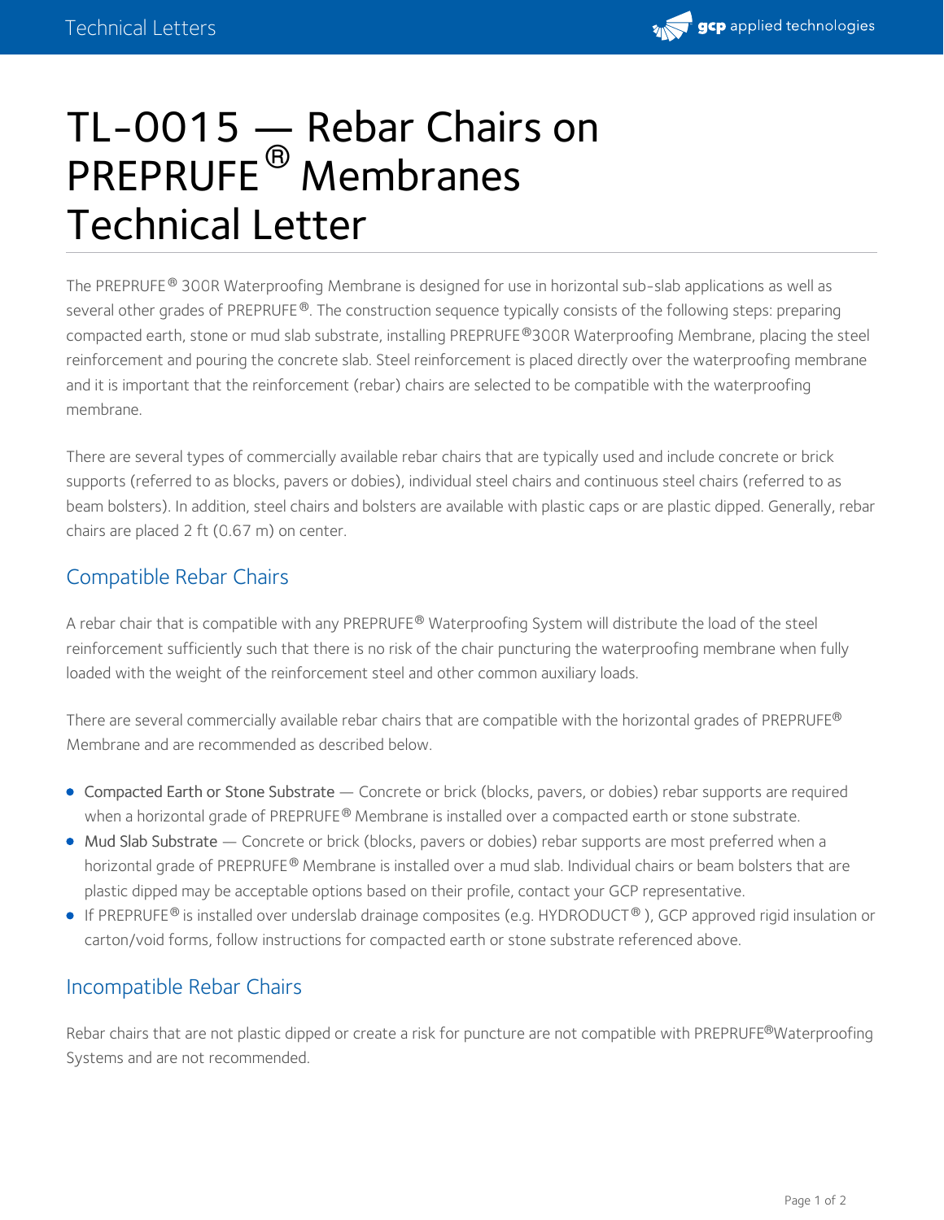# TL-0015 — Rebar Chairs on PREPRUFE® Membranes Technical Letter

The PREPRUFE® 300R Waterproofing Membrane is designed for use in horizontal sub-slab applications as well as several other grades of PREPRUFE®. The construction sequence typically consists of the following steps: preparing compacted earth, stone or mud slab substrate, installing PREPRUFE®300R Waterproofing Membrane, placing the steel reinforcement and pouring the concrete slab. Steel reinforcement is placed directly over the waterproofing membrane and it is important that the reinforcement (rebar) chairs are selected to be compatible with the waterproofing membrane.

There are several types of commercially available rebar chairs that are typically used and include concrete or brick supports (referred to as blocks, pavers or dobies), individual steel chairs and continuous steel chairs (referred to as beam bolsters). In addition, steel chairs and bolsters are available with plastic caps or are plastic dipped. Generally, rebar chairs are placed 2 ft (0.67 m) on center.

## Compatible Rebar Chairs

A rebar chair that is compatible with any PREPRUFE® Waterproofing System will distribute the load of the steel reinforcement sufficiently such that there is no risk of the chair puncturing the waterproofing membrane when fully loaded with the weight of the reinforcement steel and other common auxiliary loads.

There are several commercially available rebar chairs that are compatible with the horizontal grades of PREPRUFE® Membrane and are recommended as described below.

- Compacted Earth or Stone Substrate — Concrete or brick (blocks, pavers, or dobies) rebar supports are required when a horizontal grade of PREPRUFE® Membrane is installed over a compacted earth or stone substrate.
- Mud Slab Substrate — Concrete or brick (blocks, pavers or dobies) rebar supports are most preferred when a horizontal grade of PREPRUFE® Membrane is installed over a mud slab. Individual chairs or beam bolsters that are plastic dipped may be acceptable options based on their profile, contact your GCP representative.
- If PREPRUFE® is installed over underslab drainage composites (e.g. HYDRODUCT® ), GCP approved rigid insulation or carton/void forms, follow instructions for compacted earth or stone substrate referenced above.

## Incompatible Rebar Chairs

Rebar chairs that are not plastic dipped or create a risk for puncture are not compatible with PREPRUFE®Waterproofing Systems and are not recommended.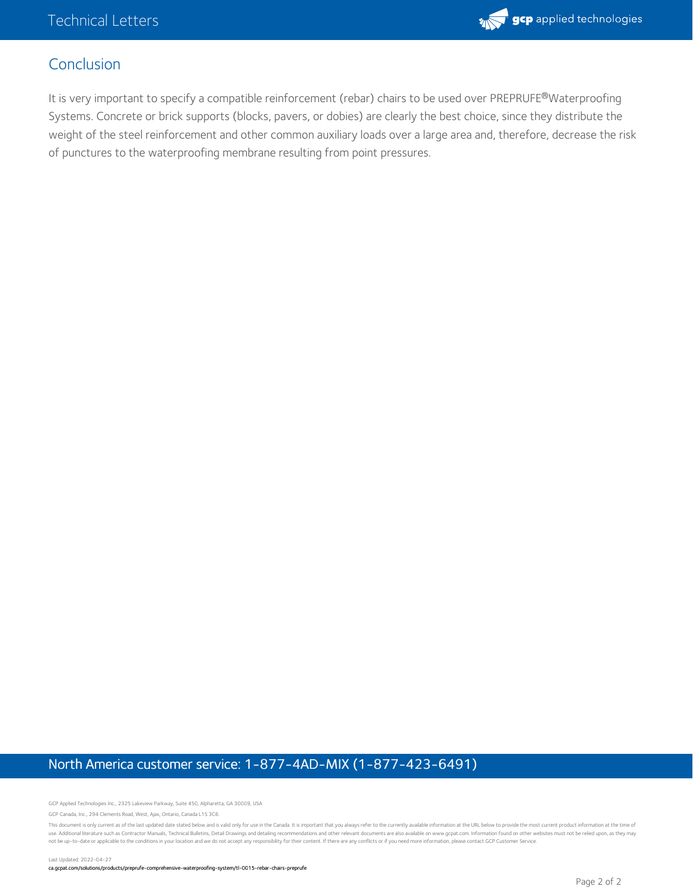## Conclusion

It is very important to specify a compatible reinforcement (rebar) chairs to be used over PREPRUFE®Waterproofing Systems. Concrete or brick supports (blocks, pavers, or dobies) are clearly the best choice, since they distribute the weight of the steel reinforcement and other common auxiliary loads over a large area and, therefore, decrease the risk of punctures to the waterproofing membrane resulting from point pressures.

North America customer service: 1-877-4AD-MIX (1-877-423-6491)

GCP Applied Technologies Inc., 2325 Lakeview Parkway, Suite 450, Alpharetta, GA 30009, USA

GCP Canada, Inc., 294 Clements Road, West, Ajax, Ontario, Canada L1S 3C6.

This document is only current as of the last updated date stated below and is valid only for use in the Canada. It is important that you always refer to the currently available information at the URL below to provide the most current product information at the time of use. Additional literature such as Contractor Manuals, Technical Bulletins, Detail Drawings and detailing recommendations and other relevant documents are also available on www.gcpat.com. Information found on other websites must not be relied upon, as they may not be up-to-date or applicable to the conditions in your location and we do not accept any responsibility for their content. If there are any conflicts or if you need more information, please contact GCP Customer Service.

Last Updated: 2022-04-27

ca.gcpat.com/solutions/products/preprufe-comprehensive-waterproofing-system/tl-0015-rebar-chairs-preprufe